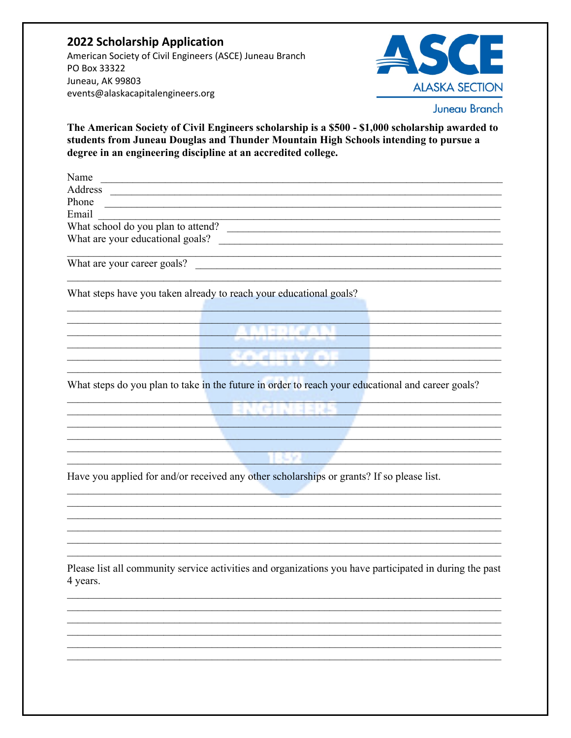## 2022 Scholarship Application

American Society of Civil Engineers (ASCE) Juneau Branch
PO Box 33322
Juneau, AK 99803
events@alaskacapitalengineers.org

ASCE
ALASKA SECTION
Juneau Branch

**The American Society of Civil Engineers scholarship is a $500 - $1,000 scholarship awarded to students from Juneau Douglas and Thunder Mountain High Schools intending to pursue a degree in an engineering discipline at an accredited college.**

Name ________________________________________________________________________

Address ______________________________________________________________________

Phone ________________________________________________________________________

Email ________________________________________________________________________

What school do you plan to attend? ______________________________________________

What are your educational goals? ________________________________________________

_____________________________________________________________________________

What are your career goals? ____________________________________________________

_____________________________________________________________________________

What steps have you taken already to reach your educational goals?

_____________________________________________________________________________

_____________________________________________________________________________

_____________________________________________________________________________

_____________________________________________________________________________

_____________________________________________________________________________

_____________________________________________________________________________

What steps do you plan to take in the future in order to reach your educational and career goals?

_____________________________________________________________________________

_____________________________________________________________________________

_____________________________________________________________________________

_____________________________________________________________________________

_____________________________________________________________________________

_____________________________________________________________________________

Have you applied for and/or received any other scholarships or grants? If so please list.

_____________________________________________________________________________

_____________________________________________________________________________

_____________________________________________________________________________

_____________________________________________________________________________

_____________________________________________________________________________

_____________________________________________________________________________

Please list all community service activities and organizations you have participated in during the past 4 years.

_____________________________________________________________________________

_____________________________________________________________________________

_____________________________________________________________________________

_____________________________________________________________________________

_____________________________________________________________________________

_____________________________________________________________________________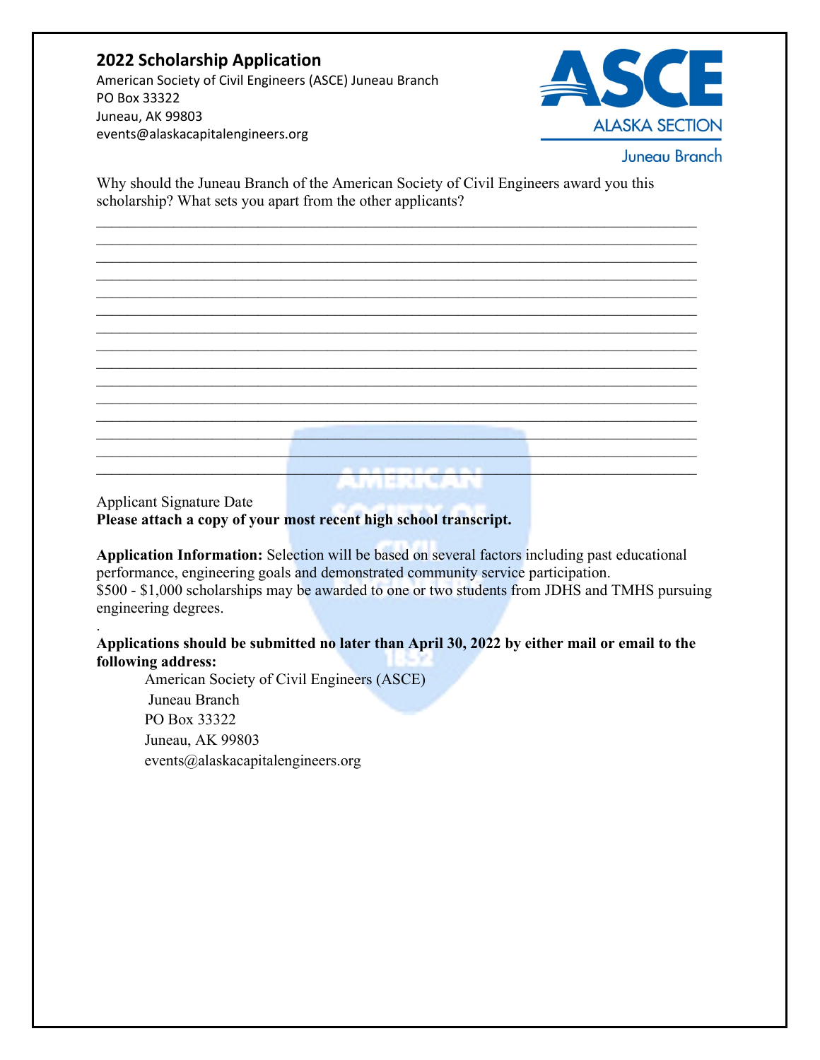## 2022 Scholarship Application

American Society of Civil Engineers (ASCE) Juneau Branch
PO Box 33322
Juneau, AK 99803
events@alaskacapitalengineers.org

ASCE
ALASKA SECTION
Juneau Branch

Why should the Juneau Branch of the American Society of Civil Engineers award you this scholarship? What sets you apart from the other applicants?

\_\_\_\_\_\_\_\_\_\_\_\_\_\_\_\_\_\_\_\_\_\_\_\_\_\_\_\_\_\_\_\_\_\_\_\_\_\_\_\_\_\_\_\_\_\_\_\_\_\_\_\_\_\_\_\_\_\_\_\_\_\_\_\_\_\_\_\_\_\_\_\_\_\_\_\_

\_\_\_\_\_\_\_\_\_\_\_\_\_\_\_\_\_\_\_\_\_\_\_\_\_\_\_\_\_\_\_\_\_\_\_\_\_\_\_\_\_\_\_\_\_\_\_\_\_\_\_\_\_\_\_\_\_\_\_\_\_\_\_\_\_\_\_\_\_\_\_\_\_\_\_\_

\_\_\_\_\_\_\_\_\_\_\_\_\_\_\_\_\_\_\_\_\_\_\_\_\_\_\_\_\_\_\_\_\_\_\_\_\_\_\_\_\_\_\_\_\_\_\_\_\_\_\_\_\_\_\_\_\_\_\_\_\_\_\_\_\_\_\_\_\_\_\_\_\_\_\_\_

\_\_\_\_\_\_\_\_\_\_\_\_\_\_\_\_\_\_\_\_\_\_\_\_\_\_\_\_\_\_\_\_\_\_\_\_\_\_\_\_\_\_\_\_\_\_\_\_\_\_\_\_\_\_\_\_\_\_\_\_\_\_\_\_\_\_\_\_\_\_\_\_\_\_\_\_

\_\_\_\_\_\_\_\_\_\_\_\_\_\_\_\_\_\_\_\_\_\_\_\_\_\_\_\_\_\_\_\_\_\_\_\_\_\_\_\_\_\_\_\_\_\_\_\_\_\_\_\_\_\_\_\_\_\_\_\_\_\_\_\_\_\_\_\_\_\_\_\_\_\_\_\_

\_\_\_\_\_\_\_\_\_\_\_\_\_\_\_\_\_\_\_\_\_\_\_\_\_\_\_\_\_\_\_\_\_\_\_\_\_\_\_\_\_\_\_\_\_\_\_\_\_\_\_\_\_\_\_\_\_\_\_\_\_\_\_\_\_\_\_\_\_\_\_\_\_\_\_\_

\_\_\_\_\_\_\_\_\_\_\_\_\_\_\_\_\_\_\_\_\_\_\_\_\_\_\_\_\_\_\_\_\_\_\_\_\_\_\_\_\_\_\_\_\_\_\_\_\_\_\_\_\_\_\_\_\_\_\_\_\_\_\_\_\_\_\_\_\_\_\_\_\_\_\_\_

\_\_\_\_\_\_\_\_\_\_\_\_\_\_\_\_\_\_\_\_\_\_\_\_\_\_\_\_\_\_\_\_\_\_\_\_\_\_\_\_\_\_\_\_\_\_\_\_\_\_\_\_\_\_\_\_\_\_\_\_\_\_\_\_\_\_\_\_\_\_\_\_\_\_\_\_

\_\_\_\_\_\_\_\_\_\_\_\_\_\_\_\_\_\_\_\_\_\_\_\_\_\_\_\_\_\_\_\_\_\_\_\_\_\_\_\_\_\_\_\_\_\_\_\_\_\_\_\_\_\_\_\_\_\_\_\_\_\_\_\_\_\_\_\_\_\_\_\_\_\_\_\_

\_\_\_\_\_\_\_\_\_\_\_\_\_\_\_\_\_\_\_\_\_\_\_\_\_\_\_\_\_\_\_\_\_\_\_\_\_\_\_\_\_\_\_\_\_\_\_\_\_\_\_\_\_\_\_\_\_\_\_\_\_\_\_\_\_\_\_\_\_\_\_\_\_\_\_\_

\_\_\_\_\_\_\_\_\_\_\_\_\_\_\_\_\_\_\_\_\_\_\_\_\_\_\_\_\_\_\_\_\_\_\_\_\_\_\_\_\_\_\_\_\_\_\_\_\_\_\_\_\_\_\_\_\_\_\_\_\_\_\_\_\_\_\_\_\_\_\_\_\_\_\_\_

\_\_\_\_\_\_\_\_\_\_\_\_\_\_\_\_\_\_\_\_\_\_\_\_\_\_\_\_\_\_\_\_\_\_\_\_\_\_\_\_\_\_\_\_\_\_\_\_\_\_\_\_\_\_\_\_\_\_\_\_\_\_\_\_\_\_\_\_\_\_\_\_\_\_\_\_

\_\_\_\_\_\_\_\_\_\_\_\_\_\_\_\_\_\_\_\_\_\_\_\_\_\_\_\_\_\_\_\_\_\_\_\_\_\_\_\_\_\_\_\_\_\_\_\_\_\_\_\_\_\_\_\_\_\_\_\_\_\_\_\_\_\_\_\_\_\_\_\_\_\_\_\_

\_\_\_\_\_\_\_\_\_\_\_\_\_\_\_\_\_\_\_\_\_\_\_\_\_\_\_\_\_\_\_\_\_\_\_\_\_\_\_\_\_\_\_\_\_\_\_\_\_\_\_\_\_\_\_\_\_\_\_\_\_\_\_\_\_\_\_\_\_\_\_\_\_\_\_\_

\_\_\_\_\_\_\_\_\_\_\_\_\_\_\_\_\_\_\_\_\_\_\_\_\_\_\_\_\_\_\_\_\_\_\_\_\_\_\_\_\_\_\_\_\_\_\_\_\_\_\_\_\_\_\_\_\_\_\_\_\_\_\_\_\_\_\_\_\_\_\_\_\_\_\_\_

Applicant Signature Date

**Please attach a copy of your most recent high school transcript.**

**Application Information:** Selection will be based on several factors including past educational performance, engineering goals and demonstrated community service participation.
$500 - $1,000 scholarships may be awarded to one or two students from JDHS and TMHS pursuing engineering degrees.

.

**Applications should be submitted no later than April 30, 2022 by either mail or email to the following address:**

American Society of Civil Engineers (ASCE)
Juneau Branch
PO Box 33322
Juneau, AK 99803
events@alaskacapitalengineers.org